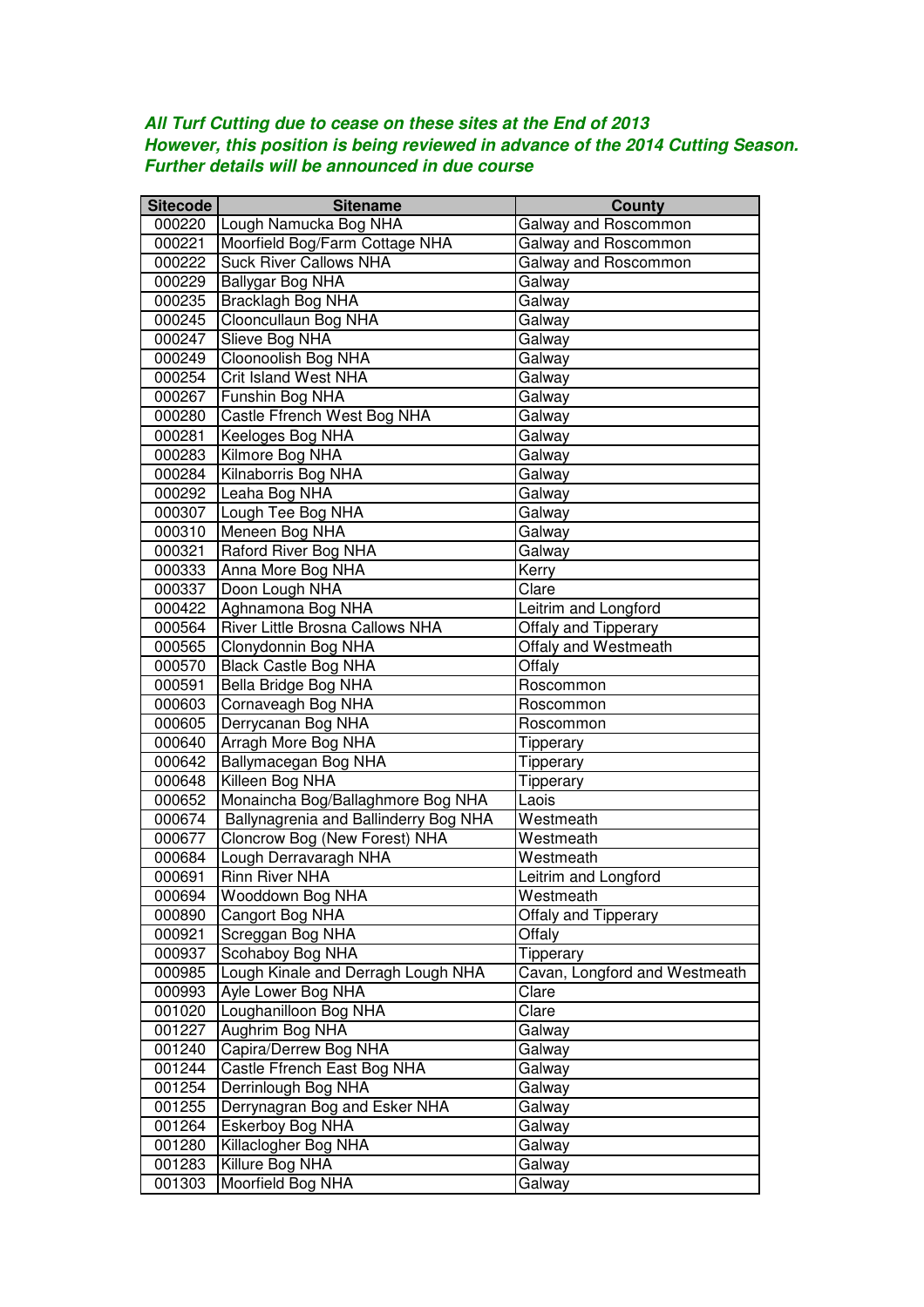***All Turf Cutting due to cease on these sites at the End of 2013***
***However, this position is being reviewed in advance of the 2014 Cutting Season.***
***Further details will be announced in due course***

| Sitecode | Sitename | County |
|---|---|---|
| 000220 | Lough Namucka Bog NHA | Galway and Roscommon |
| 000221 | Moorfield Bog/Farm Cottage NHA | Galway and Roscommon |
| 000222 | Suck River Callows NHA | Galway and Roscommon |
| 000229 | Ballygar Bog NHA | Galway |
| 000235 | Bracklagh Bog NHA | Galway |
| 000245 | Clooncullaun Bog NHA | Galway |
| 000247 | Slieve Bog NHA | Galway |
| 000249 | Cloonoolish Bog NHA | Galway |
| 000254 | Crit Island West NHA | Galway |
| 000267 | Funshin Bog NHA | Galway |
| 000280 | Castle Ffrench West Bog NHA | Galway |
| 000281 | Keeloges Bog NHA | Galway |
| 000283 | Kilmore Bog NHA | Galway |
| 000284 | Kilnaborris Bog NHA | Galway |
| 000292 | Leaha Bog NHA | Galway |
| 000307 | Lough Tee Bog NHA | Galway |
| 000310 | Meneen Bog NHA | Galway |
| 000321 | Raford River Bog NHA | Galway |
| 000333 | Anna More Bog NHA | Kerry |
| 000337 | Doon Lough NHA | Clare |
| 000422 | Aghnamona Bog NHA | Leitrim and Longford |
| 000564 | River Little Brosna Callows NHA | Offaly and Tipperary |
| 000565 | Clonydonnin Bog NHA | Offaly and Westmeath |
| 000570 | Black Castle Bog NHA | Offaly |
| 000591 | Bella Bridge Bog NHA | Roscommon |
| 000603 | Cornaveagh Bog NHA | Roscommon |
| 000605 | Derrycanan Bog NHA | Roscommon |
| 000640 | Arragh More Bog NHA | Tipperary |
| 000642 | Ballymacegan Bog NHA | Tipperary |
| 000648 | Killeen Bog NHA | Tipperary |
| 000652 | Monaincha Bog/Ballaghmore Bog NHA | Laois |
| 000674 | Ballynagrenia and Ballinderry Bog NHA | Westmeath |
| 000677 | Cloncrow Bog (New Forest) NHA | Westmeath |
| 000684 | Lough Derravaragh NHA | Westmeath |
| 000691 | Rinn River NHA | Leitrim and Longford |
| 000694 | Wooddown Bog NHA | Westmeath |
| 000890 | Cangort Bog NHA | Offaly and Tipperary |
| 000921 | Screggan Bog NHA | Offaly |
| 000937 | Scohaboy Bog NHA | Tipperary |
| 000985 | Lough Kinale and Derragh Lough NHA | Cavan, Longford and Westmeath |
| 000993 | Ayle Lower Bog NHA | Clare |
| 001020 | Loughanilloon Bog NHA | Clare |
| 001227 | Aughrim Bog NHA | Galway |
| 001240 | Capira/Derrew Bog NHA | Galway |
| 001244 | Castle Ffrench East Bog NHA | Galway |
| 001254 | Derrinlough Bog NHA | Galway |
| 001255 | Derrynagran Bog and Esker NHA | Galway |
| 001264 | Eskerboy Bog NHA | Galway |
| 001280 | Killaclogher Bog NHA | Galway |
| 001283 | Killure Bog NHA | Galway |
| 001303 | Moorfield Bog NHA | Galway |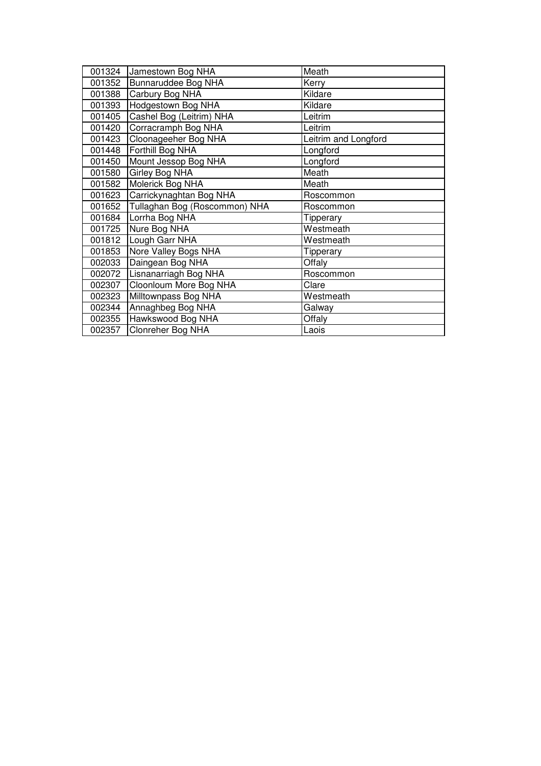| | | |
|---|---|---|
| 001324 | Jamestown Bog NHA | Meath |
| 001352 | Bunnaruddee Bog NHA | Kerry |
| 001388 | Carbury Bog NHA | Kildare |
| 001393 | Hodgestown Bog NHA | Kildare |
| 001405 | Cashel Bog (Leitrim) NHA | Leitrim |
| 001420 | Corracramph Bog NHA | Leitrim |
| 001423 | Cloonageeher Bog NHA | Leitrim and Longford |
| 001448 | Forthill Bog NHA | Longford |
| 001450 | Mount Jessop Bog NHA | Longford |
| 001580 | Girley Bog NHA | Meath |
| 001582 | Molerick Bog NHA | Meath |
| 001623 | Carrickynaghtan Bog NHA | Roscommon |
| 001652 | Tullaghan Bog (Roscommon) NHA | Roscommon |
| 001684 | Lorrha Bog NHA | Tipperary |
| 001725 | Nure Bog NHA | Westmeath |
| 001812 | Lough Garr NHA | Westmeath |
| 001853 | Nore Valley Bogs NHA | Tipperary |
| 002033 | Daingean Bog NHA | Offaly |
| 002072 | Lisnanarriagh Bog NHA | Roscommon |
| 002307 | Cloonloum More Bog NHA | Clare |
| 002323 | Milltownpass Bog NHA | Westmeath |
| 002344 | Annaghbeg Bog NHA | Galway |
| 002355 | Hawkswood Bog NHA | Offaly |
| 002357 | Clonreher Bog NHA | Laois |